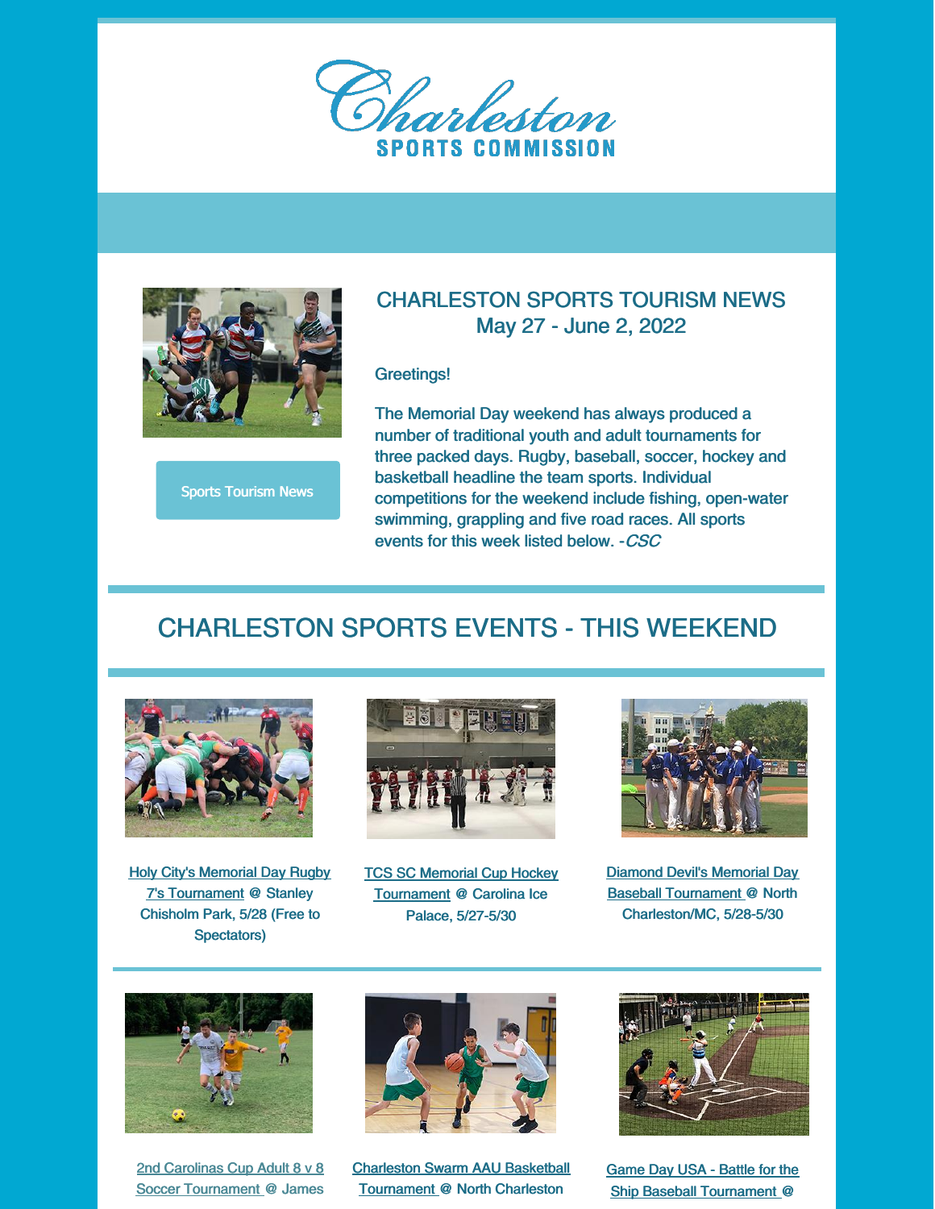# Charleston SPORTS COMMISSION

Sports Tourism News

## CHARLESTON SPORTS TOURISM NEWS
## May 27 - June 2, 2022

Greetings!

The Memorial Day weekend has always produced a number of traditional youth and adult tournaments for three packed days. Rugby, baseball, soccer, hockey and basketball headline the team sports. Individual competitions for the weekend include fishing, open-water swimming, grappling and five road races. All sports events for this week listed below. -*CSC*

## CHARLESTON SPORTS EVENTS - THIS WEEKEND

Holy City's Memorial Day Rugby 7's Tournament @ Stanley Chisholm Park, 5/28 (Free to Spectators)

TCS SC Memorial Cup Hockey Tournament @ Carolina Ice Palace, 5/27-5/30

Diamond Devil's Memorial Day Baseball Tournament @ North Charleston/MC, 5/28-5/30

2nd Carolinas Cup Adult 8 v 8 Soccer Tournament @ James

Charleston Swarm AAU Basketball Tournament @ North Charleston

Game Day USA - Battle for the Ship Baseball Tournament @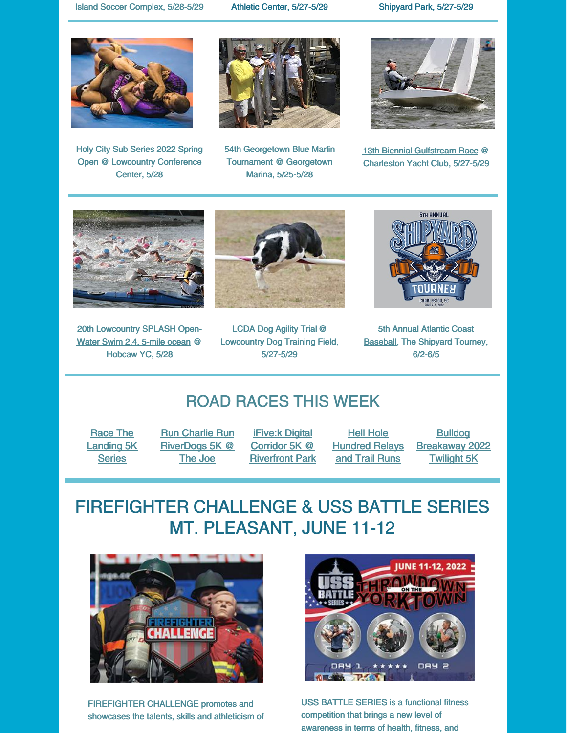Island Soccer Complex, 5/28-5/29

Athletic Center, 5/27-5/29

Shipyard Park, 5/27-5/29

Holy City Sub Series 2022 Spring Open @ Lowcountry Conference Center, 5/28

54th Georgetown Blue Marlin Tournament @ Georgetown Marina, 5/25-5/28

13th Biennial Gulfstream Race @ Charleston Yacht Club, 5/27-5/29

20th Lowcountry SPLASH Open-Water Swim 2.4, 5-mile ocean @ Hobcaw YC, 5/28

LCDA Dog Agility Trial @ Lowcountry Dog Training Field, 5/27-5/29

5th Annual Atlantic Coast Baseball, The Shipyard Tourney, 6/2-6/5

## ROAD RACES THIS WEEK

Race The Landing 5K Series

Run Charlie Run RiverDogs 5K @ The Joe

iFive:k Digital Corridor 5K @ Riverfront Park

Hell Hole Hundred Relays and Trail Runs

Bulldog Breakaway 2022 Twilight 5K

## FIREFIGHTER CHALLENGE & USS BATTLE SERIES MT. PLEASANT, JUNE 11-12

FIREFIGHTER CHALLENGE promotes and showcases the talents, skills and athleticism of

USS BATTLE SERIES is a functional fitness competition that brings a new level of awareness in terms of health, fitness, and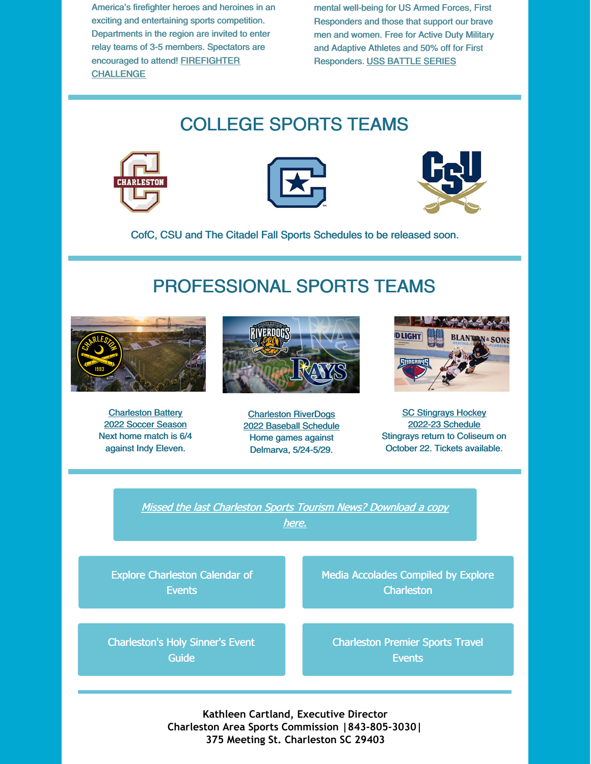America's firefighter heroes and heroines in an exciting and entertaining sports competition. Departments in the region are invited to enter relay teams of 3-5 members. Spectators are encouraged to attend! FIREFIGHTER CHALLENGE

mental well-being for US Armed Forces, First Responders and those that support our brave men and women. Free for Active Duty Military and Adaptive Athletes and 50% off for First Responders. USS BATTLE SERIES

## COLLEGE SPORTS TEAMS

CofC, CSU and The Citadel Fall Sports Schedules to be released soon.

## PROFESSIONAL SPORTS TEAMS

Charleston Battery
2022 Soccer Season
Next home match is 6/4 against Indy Eleven.

Charleston RiverDogs
2022 Baseball Schedule
Home games against Delmarva, 5/24-5/29.

SC Stingrays Hockey
2022-23 Schedule
Stingrays return to Coliseum on October 22. Tickets available.

*Missed the last Charleston Sports Tourism News? Download a copy here.*

Explore Charleston Calendar of Events

Media Accolades Compiled by Explore Charleston

Charleston's Holy Sinner's Event Guide

Charleston Premier Sports Travel Events

**Kathleen Cartland, Executive Director**
**Charleston Area Sports Commission |843-805-3030|**
**375 Meeting St. Charleston SC 29403**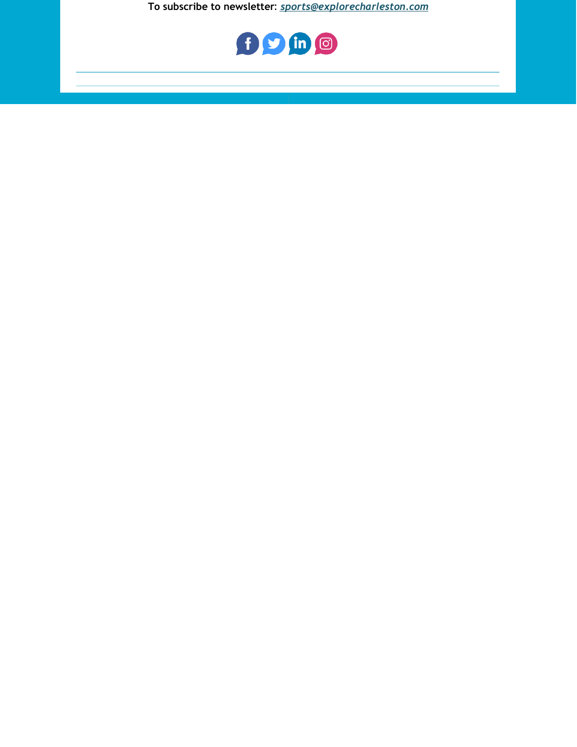To subscribe to newsletter: ***sports@explorecharleston.com***